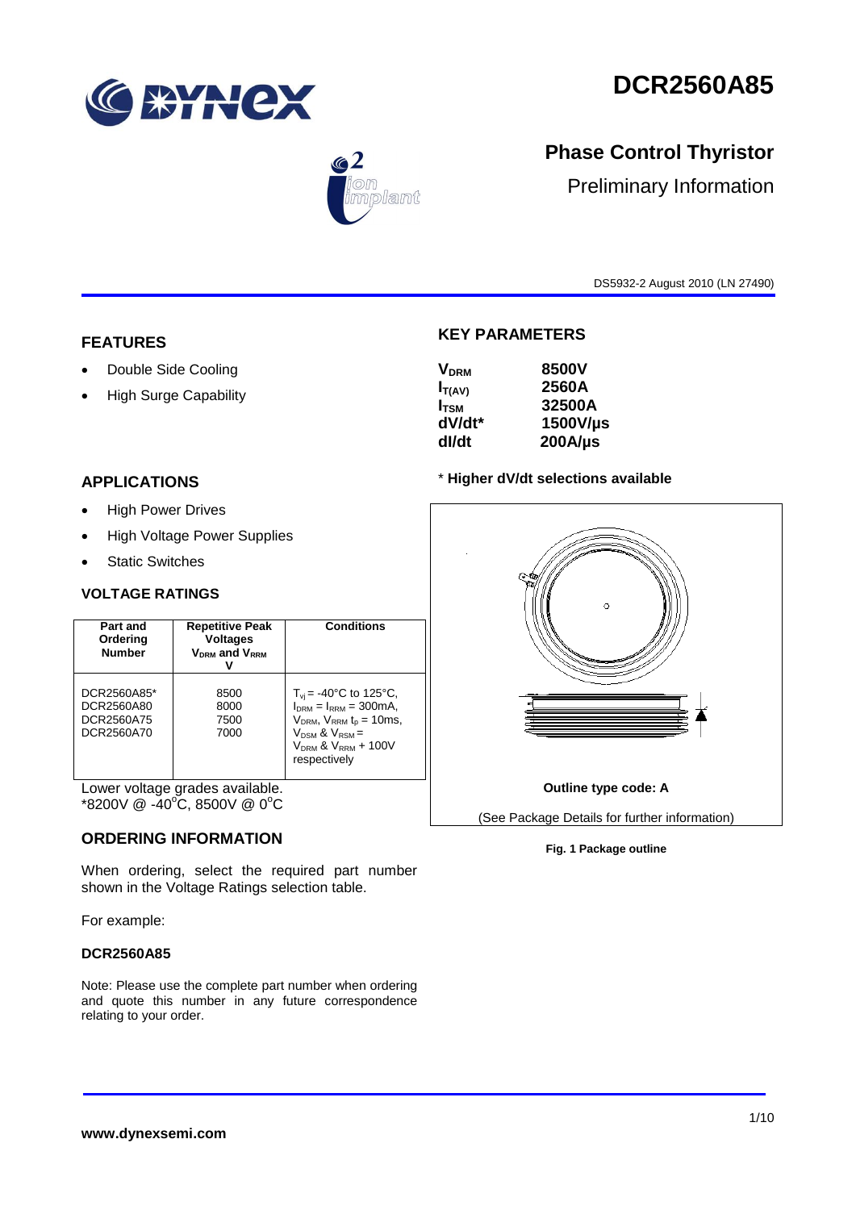# DCR2560A85

## Phase Control Thyristor

Preliminary Information

DS5932-2 August 2010 (LN 27490)

## FEATURES

- Double Side Cooling
- High Surge Capability

## APPLICATIONS

- High Power Drives
- High Voltage Power Supplies
- Static Switches

## KEY PARAMETERS

| | |
|---|---|
| $V_{DRM}$ | **8500V** |
| $I_{T(AV)}$ | **2560A** |
| $I_{TSM}$ | **32500A** |
| **dV/dt*** | **1500V/µs** |
| **dI/dt** | **200A/µs** |

\* **Higher dV/dt selections available**

## VOLTAGE RATINGS

| Part and Ordering Number | Repetitive Peak Voltages $V_{DRM}$ and $V_{RRM}$ V | Conditions |
|---|---|---|
| DCR2560A85*<br>DCR2560A80<br>DCR2560A75<br>DCR2560A70 | 8500<br>8000<br>7500<br>7000 | $T_{vj}$ = -40°C to 125°C, $I_{DRM}$ = $I_{RRM}$ = 300mA, $V_{DRM}$, $V_{RRM}$ $t_p$ = 10ms, $V_{DSM}$ & $V_{RSM}$ = $V_{DRM}$ & $V_{RRM}$ + 100V respectively |

Lower voltage grades available.
*8200V @ -40°C, 8500V @ 0°C

Outline type code: A

(See Package Details for further information)

**Fig. 1 Package outline**

## ORDERING INFORMATION

When ordering, select the required part number shown in the Voltage Ratings selection table.

For example:

**DCR2560A85**

Note: Please use the complete part number when ordering and quote this number in any future correspondence relating to your order.

**www.dynexsemi.com**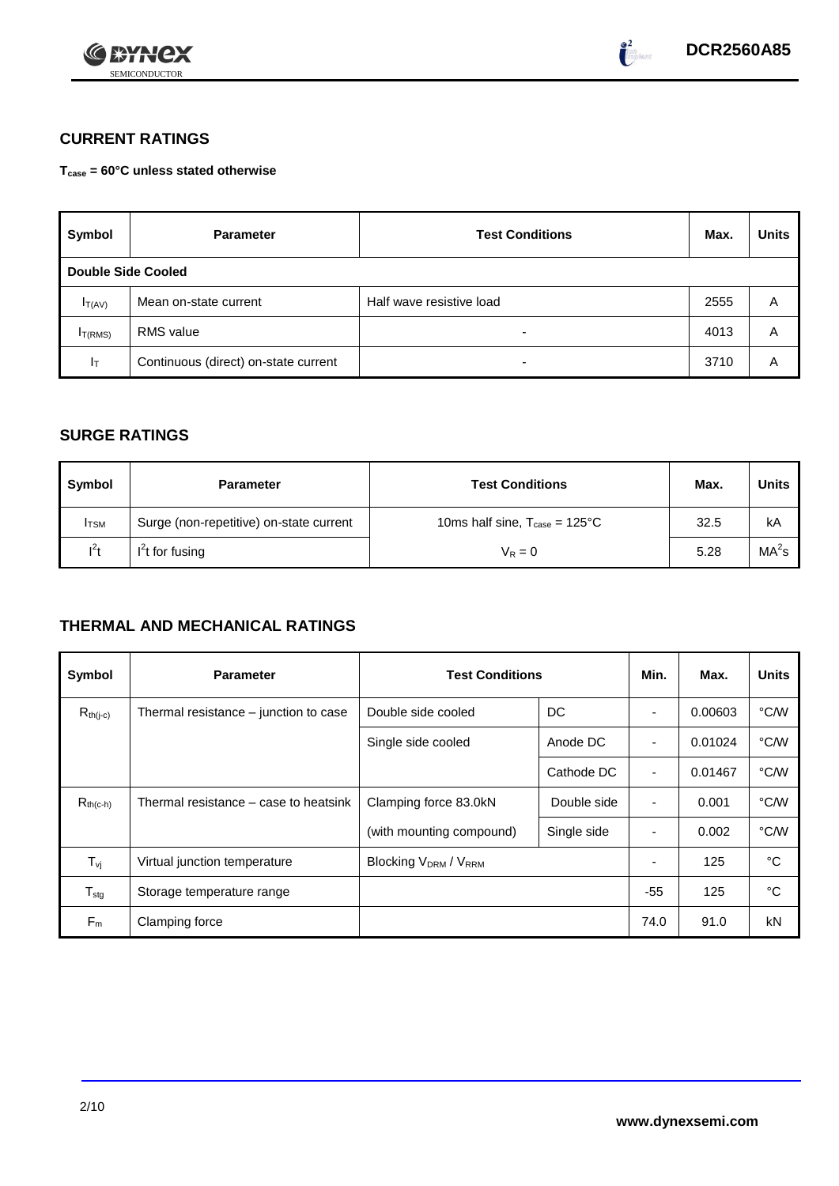## CURRENT RATINGS

**$T_{case}$ = 60°C unless stated otherwise**

| Symbol | Parameter | Test Conditions | Max. | Units |
|---|---|---|---|---|
| **Double Side Cooled** | | | | |
| $I_{T(AV)}$ | Mean on-state current | Half wave resistive load | 2555 | A |
| $I_{T(RMS)}$ | RMS value | - | 4013 | A |
| $I_T$ | Continuous (direct) on-state current | - | 3710 | A |

## SURGE RATINGS

| Symbol | Parameter | Test Conditions | Max. | Units |
|---|---|---|---|---|
| $I_{TSM}$ | Surge (non-repetitive) on-state current | 10ms half sine, $T_{case}$ = 125°C | 32.5 | kA |
| $I^2t$ | $I^2t$ for fusing | $V_R = 0$ | 5.28 | $MA^2s$ |

## THERMAL AND MECHANICAL RATINGS

| Symbol | Parameter | Test Conditions | | Min. | Max. | Units |
|---|---|---|---|---|---|---|
| $R_{th(j-c)}$ | Thermal resistance – junction to case | Double side cooled | DC | - | 0.00603 | °C/W |
| | | Single side cooled | Anode DC | - | 0.01024 | °C/W |
| | | | Cathode DC | - | 0.01467 | °C/W |
| $R_{th(c-h)}$ | Thermal resistance – case to heatsink | Clamping force 83.0kN | Double side | - | 0.001 | °C/W |
| | | (with mounting compound) | Single side | - | 0.002 | °C/W |
| $T_{vj}$ | Virtual junction temperature | Blocking $V_{DRM}$ / $V_{RRM}$ | | - | 125 | °C |
| $T_{stg}$ | Storage temperature range | | | -55 | 125 | °C |
| $F_m$ | Clamping force | | | 74.0 | 91.0 | kN |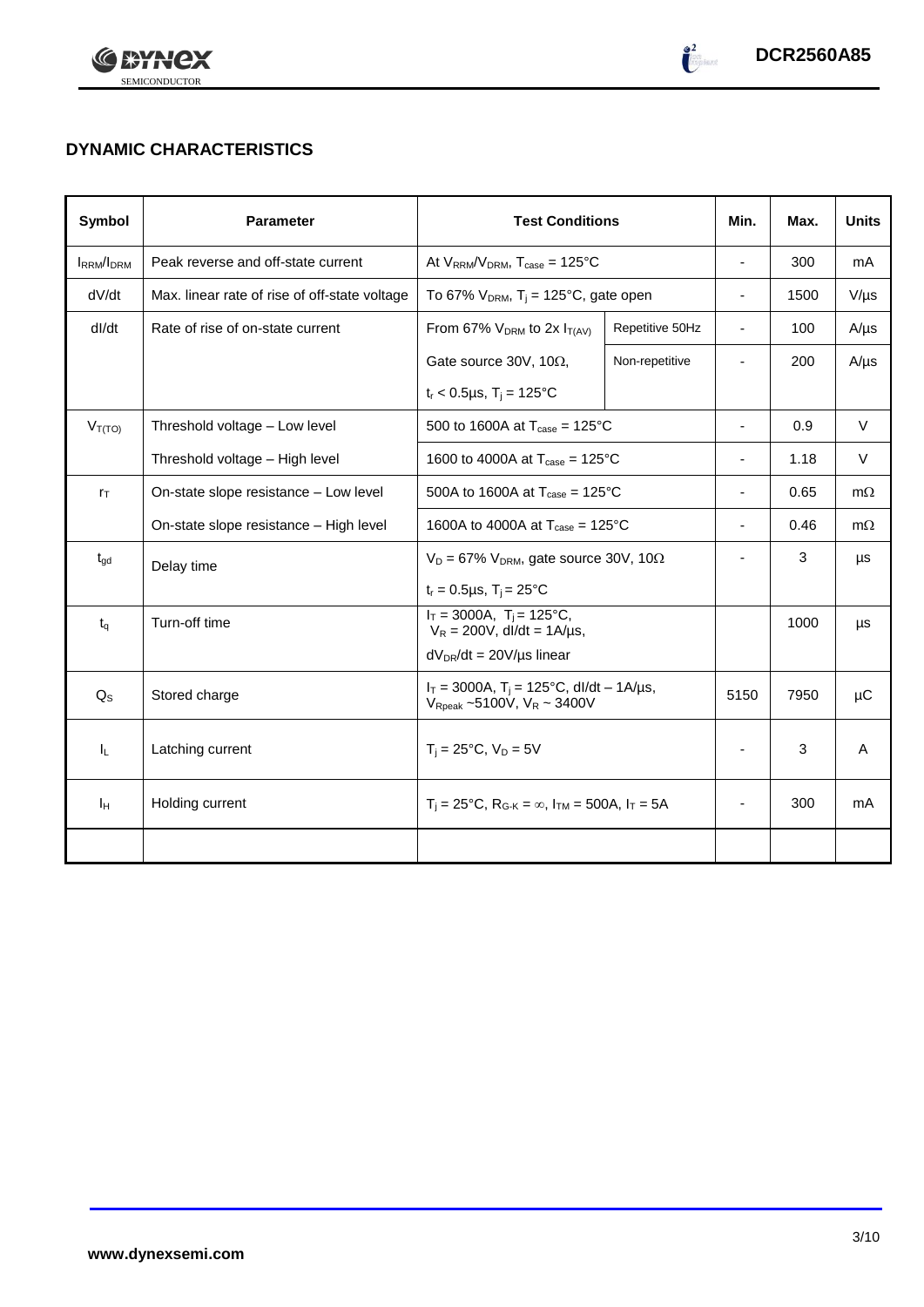## DYNAMIC CHARACTERISTICS

| Symbol | Parameter | Test Conditions | | Min. | Max. | Units |
|---|---|---|---|---|---|---|
| $I_{RRM}/I_{DRM}$ | Peak reverse and off-state current | At $V_{RRM}/V_{DRM}$, $T_{case}$ = 125°C | | - | 300 | mA |
| dV/dt | Max. linear rate of rise of off-state voltage | To 67% $V_{DRM}$, $T_j$ = 125°C, gate open | | - | 1500 | V/µs |
| dI/dt | Rate of rise of on-state current | From 67% $V_{DRM}$ to 2x $I_{T(AV)}$ | Repetitive 50Hz | - | 100 | A/µs |
| | | Gate source 30V, 10Ω, $t_r$ < 0.5µs, $T_j$ = 125°C | Non-repetitive | - | 200 | A/µs |
| $V_{T(TO)}$ | Threshold voltage – Low level | 500 to 1600A at $T_{case}$ = 125°C | | - | 0.9 | V |
| | Threshold voltage – High level | 1600 to 4000A at $T_{case}$ = 125°C | | - | 1.18 | V |
| $r_T$ | On-state slope resistance – Low level | 500A to 1600A at $T_{case}$ = 125°C | | - | 0.65 | mΩ |
| | On-state slope resistance – High level | 1600A to 4000A at $T_{case}$ = 125°C | | - | 0.46 | mΩ |
| $t_{gd}$ | Delay time | $V_D$ = 67% $V_{DRM}$, gate source 30V, 10Ω, $t_r$ = 0.5µs, $T_j$ = 25°C | | - | 3 | µs |
| $t_q$ | Turn-off time | $I_T$ = 3000A, $T_j$ = 125°C, $V_R$ = 200V, dI/dt = 1A/µs, $dV_{DR}/dt$ = 20V/µs linear | | | 1000 | µs |
| $Q_S$ | Stored charge | $I_T$ = 3000A, $T_j$ = 125°C, dI/dt – 1A/µs, $V_{Rpeak}$ ~5100V, $V_R$ ~ 3400V | | 5150 | 7950 | µC |
| $I_L$ | Latching current | $T_j$ = 25°C, $V_D$ = 5V | | - | 3 | A |
| $I_H$ | Holding current | $T_j$ = 25°C, $R_{G-K}$ = ∞, $I_{TM}$ = 500A, $I_T$ = 5A | | - | 300 | mA |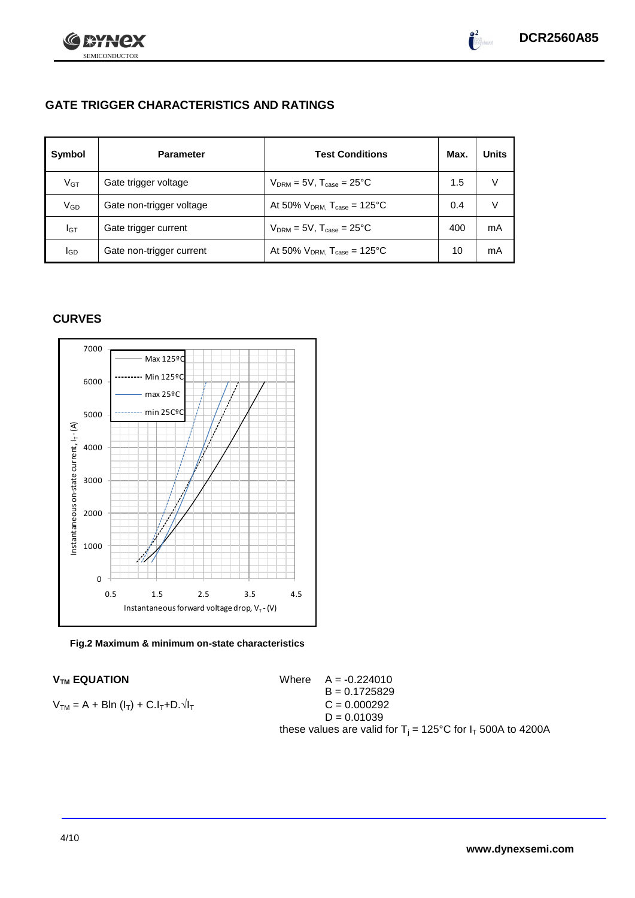## GATE TRIGGER CHARACTERISTICS AND RATINGS

| Symbol | Parameter | Test Conditions | Max. | Units |
|---|---|---|---|---|
| $V_{GT}$ | Gate trigger voltage | $V_{DRM}$ = 5V, $T_{case}$ = 25°C | 1.5 | V |
| $V_{GD}$ | Gate non-trigger voltage | At 50% $V_{DRM}$, $T_{case}$ = 125°C | 0.4 | V |
| $I_{GT}$ | Gate trigger current | $V_{DRM}$ = 5V, $T_{case}$ = 25°C | 400 | mA |
| $I_{GD}$ | Gate non-trigger current | At 50% $V_{DRM}$, $T_{case}$ = 125°C | 10 | mA |

## CURVES

**Fig.2 Maximum & minimum on-state characteristics**

### $V_{TM}$ EQUATION

$$V_{TM} = A + B\ln(I_T) + C.I_T + D.\sqrt{I_T}$$

Where
A = -0.224010
B = 0.1725829
C = 0.000292
D = 0.01039

these values are valid for $T_j$ = 125°C for $I_T$ 500A to 4200A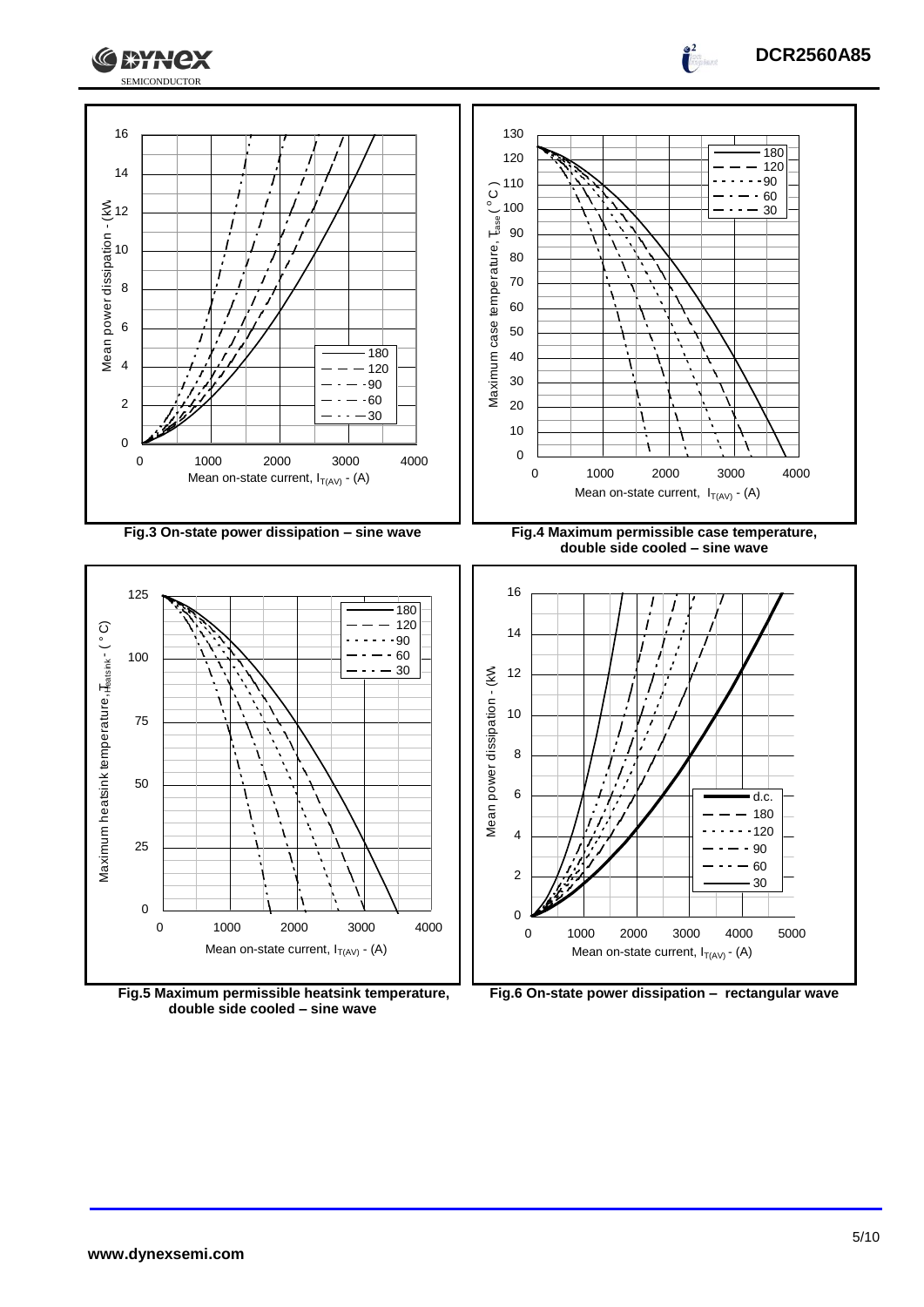Fig.3 On-state power dissipation – sine wave

Fig.4 Maximum permissible case temperature, double side cooled – sine wave

Fig.5 Maximum permissible heatsink temperature, double side cooled – sine wave

Fig.6 On-state power dissipation – rectangular wave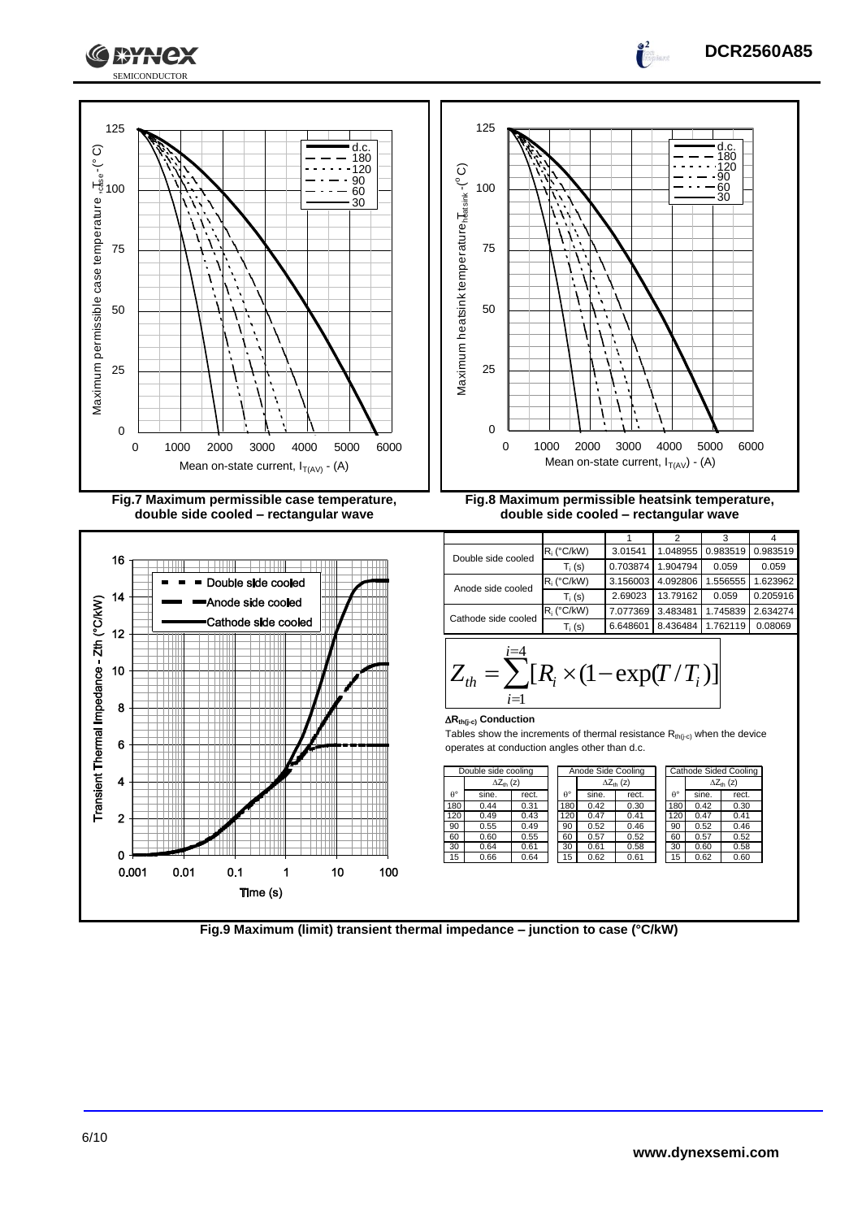**Fig.7 Maximum permissible case temperature, double side cooled – rectangular wave**

**Fig.8 Maximum permissible heatsink temperature, double side cooled – rectangular wave**

| | | 1 | 2 | 3 | 4 |
|---|---|---|---|---|---|
| Double side cooled | $R_i$ (°C/kW) | 3.01541 | 1.048955 | 0.983519 | 0.983519 |
| | $T_i$ (s) | 0.703874 | 1.904794 | 0.059 | 0.059 |
| Anode side cooled | $R_i$ (°C/kW) | 3.156003 | 4.092806 | 1.556555 | 1.623962 |
| | $T_i$ (s) | 2.69023 | 13.79162 | 0.059 | 0.205916 |
| Cathode side cooled | $R_i$ (°C/kW) | 7.077369 | 3.483481 | 1.745839 | 2.634274 |
| | $T_i$ (s) | 6.648601 | 8.436484 | 1.762119 | 0.08069 |

$$Z_{th} = \sum_{i=1}^{i=4} [R_i \times (1 - \exp(T/T_i))]$$

**$\Delta R_{th(j\text{-}c)}$ Conduction**

Tables show the increments of thermal resistance $R_{th(j\text{-}c)}$ when the device operates at conduction angles other than d.c.

| Double side cooling | | |
|---|---|---|
| | $\Delta Z_{th}$ (z) | |
| θ° | sine. | rect. |
| 180 | 0.44 | 0.31 |
| 120 | 0.49 | 0.43 |
| 90 | 0.55 | 0.49 |
| 60 | 0.60 | 0.55 |
| 30 | 0.64 | 0.61 |
| 15 | 0.66 | 0.64 |

| Anode Side Cooling | | |
|---|---|---|
| | $\Delta Z_{th}$ (z) | |
| θ° | sine. | rect. |
| 180 | 0.42 | 0.30 |
| 120 | 0.47 | 0.41 |
| 90 | 0.52 | 0.46 |
| 60 | 0.57 | 0.52 |
| 30 | 0.61 | 0.58 |
| 15 | 0.62 | 0.61 |

| Cathode Sided Cooling | | |
|---|---|---|
| | $\Delta Z_{th}$ (z) | |
| θ° | sine. | rect. |
| 180 | 0.42 | 0.30 |
| 120 | 0.47 | 0.41 |
| 90 | 0.52 | 0.46 |
| 60 | 0.57 | 0.52 |
| 30 | 0.60 | 0.58 |
| 15 | 0.62 | 0.60 |

**Fig.9 Maximum (limit) transient thermal impedance – junction to case (°C/kW)**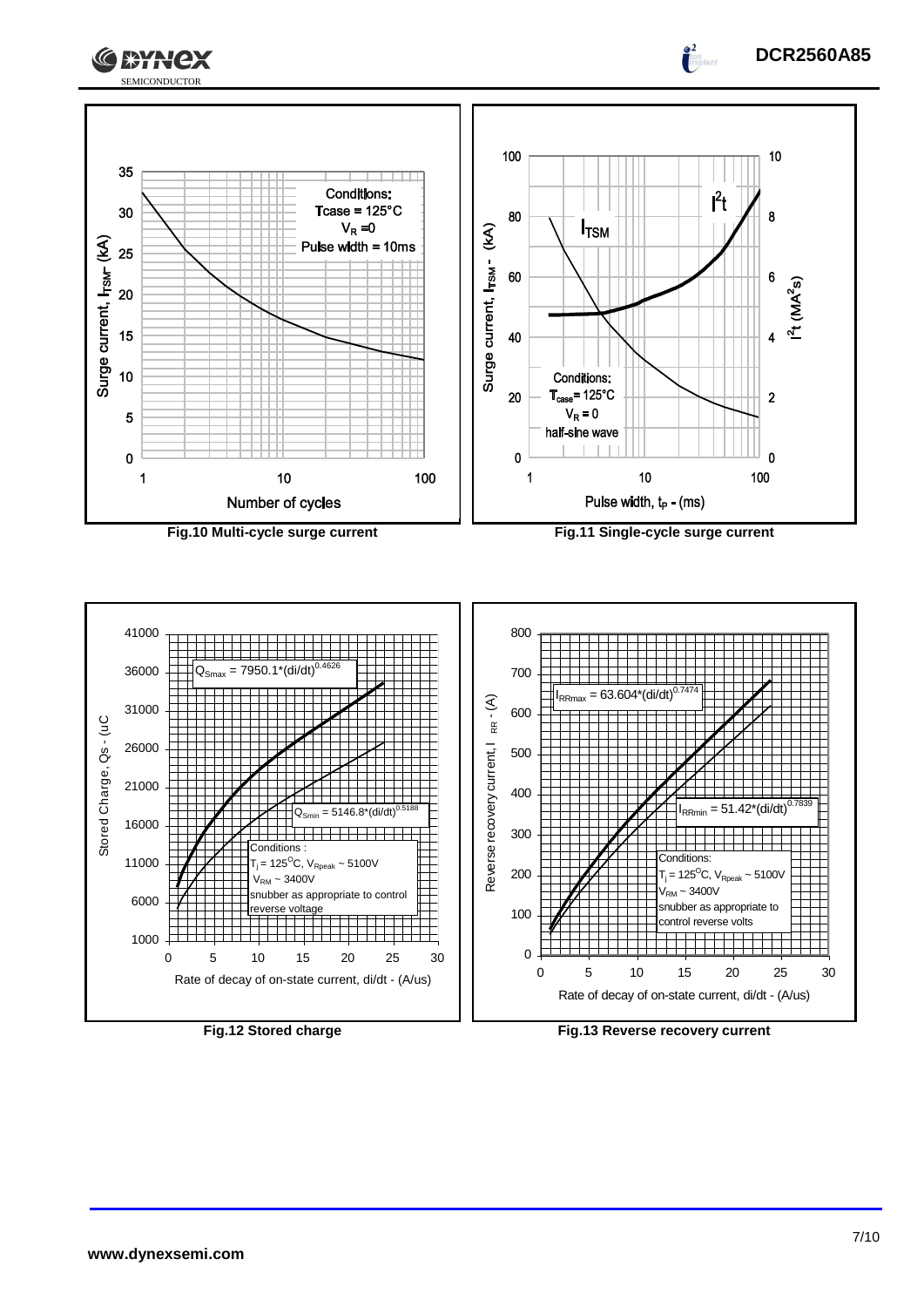Conditions:
Tcase = 125°C
$V_R$ = 0
Pulse width = 10ms

Surge current, $I_{TSM}$ - (kA)

Number of cycles

**Fig.10 Multi-cycle surge current**

$I^2t$

$I_{TSM}$

Conditions:
$T_{case}$ = 125°C
$V_R$ = 0
half-sine wave

Surge current, $I_{TSM}$ - (kA)

$I^2t$ ($MA^2s$)

Pulse width, $t_P$ - (ms)

**Fig.11 Single-cycle surge current**

$Q_{Smax} = 7950.1*(di/dt)^{0.4626}$

$Q_{Smin} = 5146.8*(di/dt)^{0.5188}$

Conditions :
$T_j$ = 125°C, $V_{Rpeak}$ ~ 5100V
$V_{RM}$ ~ 3400V
snubber as appropriate to control reverse voltage

Stored Charge, Qs - (uC

Rate of decay of on-state current, di/dt - (A/us)

**Fig.12 Stored charge**

$I_{RRmax} = 63.604*(di/dt)^{0.7474}$

$I_{RRmin} = 51.42*(di/dt)^{0.7839}$

Conditions:
$T_j$ = 125°C, $V_{Rpeak}$ ~ 5100V
$V_{RM}$ ~ 3400V
snubber as appropriate to control reverse volts

Reverse recovery current, $I_{RR}$ - (A)

Rate of decay of on-state current, di/dt - (A/us)

**Fig.13 Reverse recovery current**

**www.dynexsemi.com**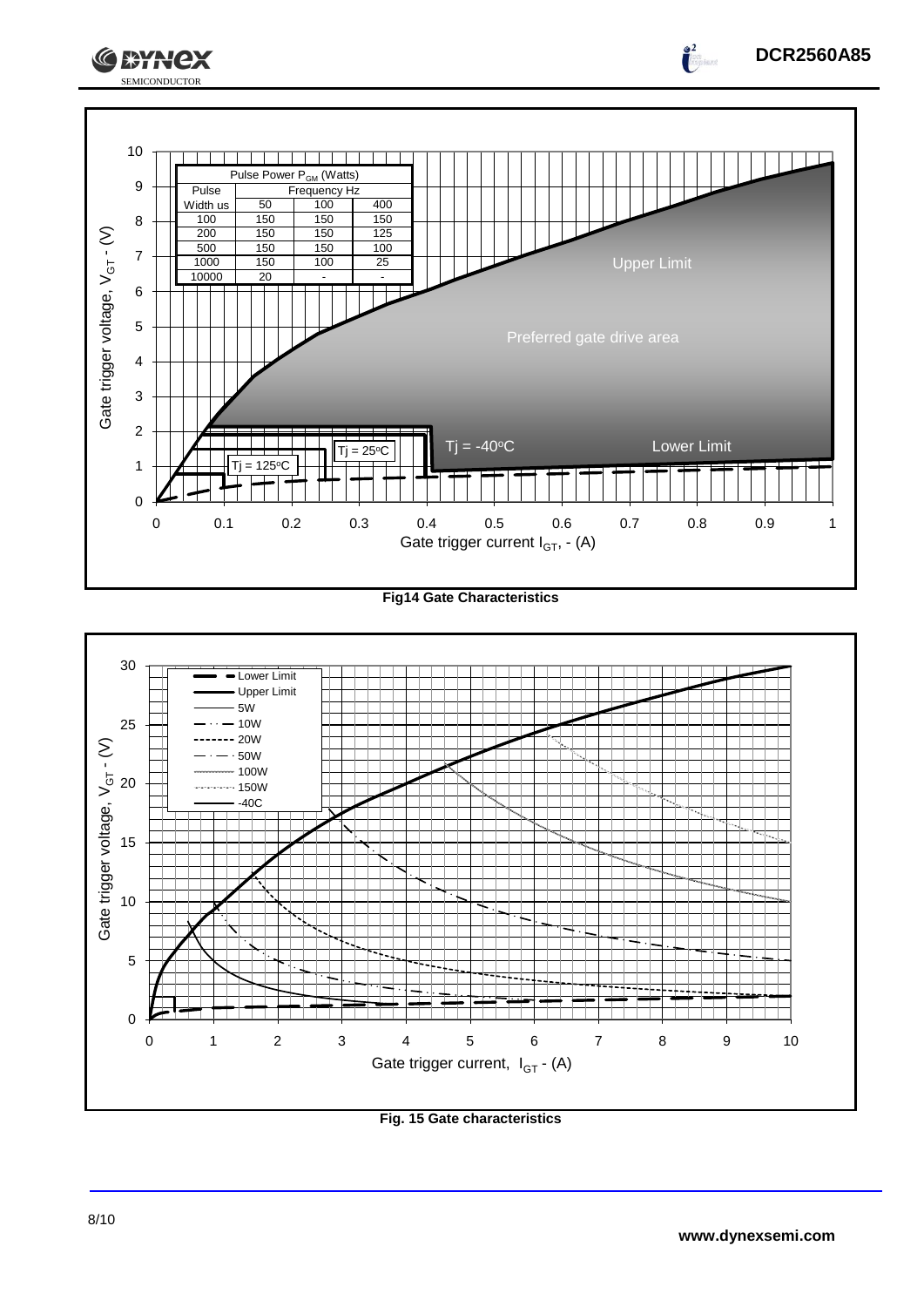| Pulse Power $P_{GM}$ (Watts) | | | |
|---|---|---|---|
| Pulse Width us | Frequency Hz | | |
| | 50 | 100 | 400 |
| 100 | 150 | 150 | 150 |
| 200 | 150 | 150 | 125 |
| 500 | 150 | 150 | 100 |
| 1000 | 150 | 100 | 25 |
| 10000 | 20 | - | - |

**Fig14 Gate Characteristics**

**Fig. 15 Gate characteristics**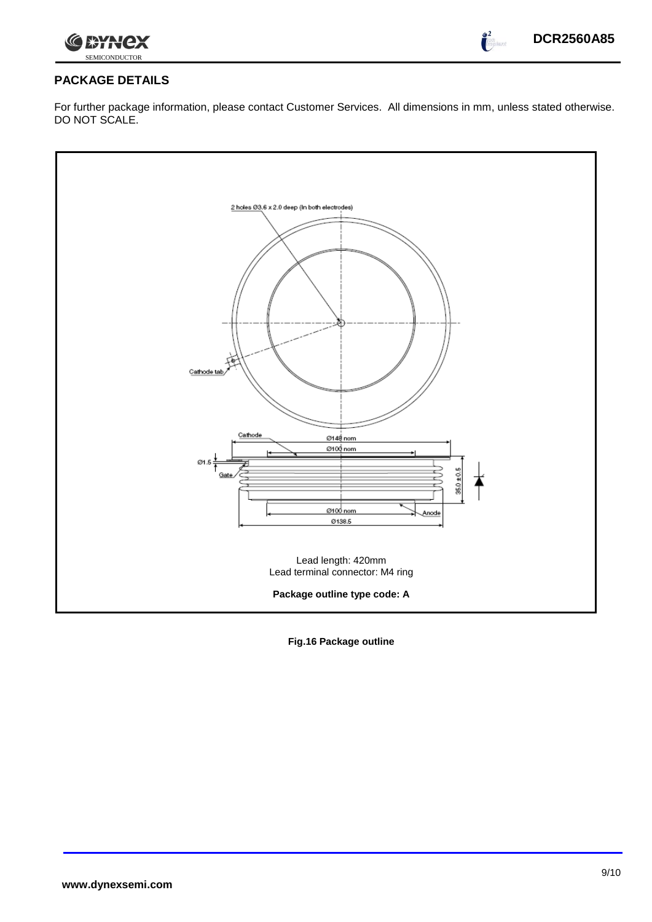## PACKAGE DETAILS

For further package information, please contact Customer Services. All dimensions in mm, unless stated otherwise. DO NOT SCALE.

2 holes Ø3.6 x 2.0 deep (In both electrodes)

Cathode tab

Cathode

Ø148 nom

Ø100 nom

Ø1.5

Gate

35.0 ± 0.5

Ø100 nom

Anode

Ø138.5

Lead length: 420mm
Lead terminal connector: M4 ring

**Package outline type code: A**

**Fig.16 Package outline**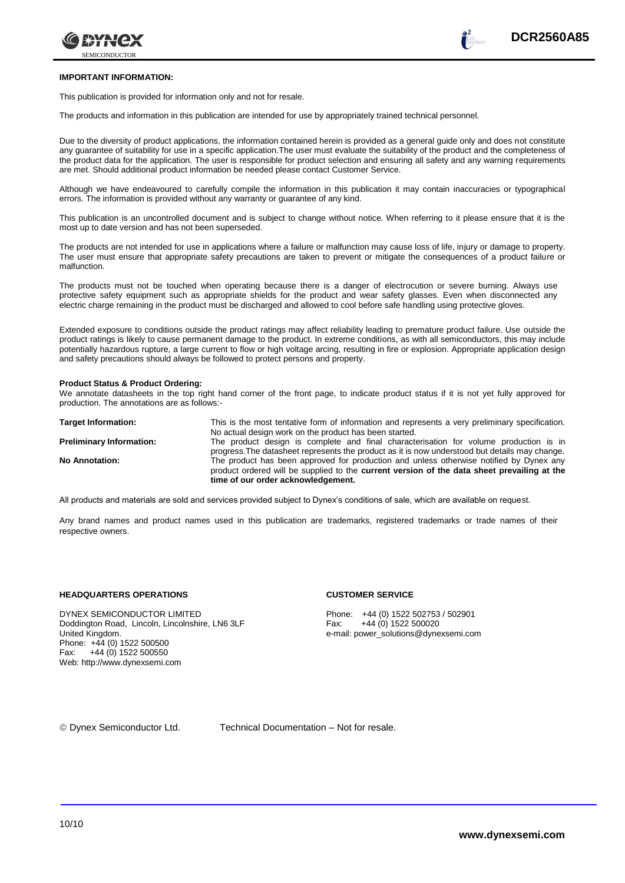**IMPORTANT INFORMATION:**

This publication is provided for information only and not for resale.

The products and information in this publication are intended for use by appropriately trained technical personnel.

Due to the diversity of product applications, the information contained herein is provided as a general guide only and does not constitute any guarantee of suitability for use in a specific application.The user must evaluate the suitability of the product and the completeness of the product data for the application. The user is responsible for product selection and ensuring all safety and any warning requirements are met. Should additional product information be needed please contact Customer Service.

Although we have endeavoured to carefully compile the information in this publication it may contain inaccuracies or typographical errors. The information is provided without any warranty or guarantee of any kind.

This publication is an uncontrolled document and is subject to change without notice. When referring to it please ensure that it is the most up to date version and has not been superseded.

The products are not intended for use in applications where a failure or malfunction may cause loss of life, injury or damage to property. The user must ensure that appropriate safety precautions are taken to prevent or mitigate the consequences of a product failure or malfunction.

The products must not be touched when operating because there is a danger of electrocution or severe burning. Always use protective safety equipment such as appropriate shields for the product and wear safety glasses. Even when disconnected any electric charge remaining in the product must be discharged and allowed to cool before safe handling using protective gloves.

Extended exposure to conditions outside the product ratings may affect reliability leading to premature product failure. Use outside the product ratings is likely to cause permanent damage to the product. In extreme conditions, as with all semiconductors, this may include potentially hazardous rupture, a large current to flow or high voltage arcing, resulting in fire or explosion. Appropriate application design and safety precautions should always be followed to protect persons and property.

**Product Status & Product Ordering:**
We annotate datasheets in the top right hand corner of the front page, to indicate product status if it is not yet fully approved for production. The annotations are as follows:-

| | |
|---|---|
| **Target Information:** | This is the most tentative form of information and represents a very preliminary specification. No actual design work on the product has been started. |
| **Preliminary Information:** | The product design is complete and final characterisation for volume production is in progress.The datasheet represents the product as it is now understood but details may change. |
| **No Annotation:** | The product has been approved for production and unless otherwise notified by Dynex any product ordered will be supplied to the **current version of the data sheet prevailing at the time of our order acknowledgement.** |

All products and materials are sold and services provided subject to Dynex's conditions of sale, which are available on request.

Any brand names and product names used in this publication are trademarks, registered trademarks or trade names of their respective owners.

**HEADQUARTERS OPERATIONS**

DYNEX SEMICONDUCTOR LIMITED
Doddington Road, Lincoln, Lincolnshire, LN6 3LF
United Kingdom.
Phone: +44 (0) 1522 500500
Fax: +44 (0) 1522 500550
Web: http://www.dynexsemi.com

**CUSTOMER SERVICE**

Phone: +44 (0) 1522 502753 / 502901
Fax: +44 (0) 1522 500020
e-mail: power_solutions@dynexsemi.com

© Dynex Semiconductor Ltd. Technical Documentation – Not for resale.